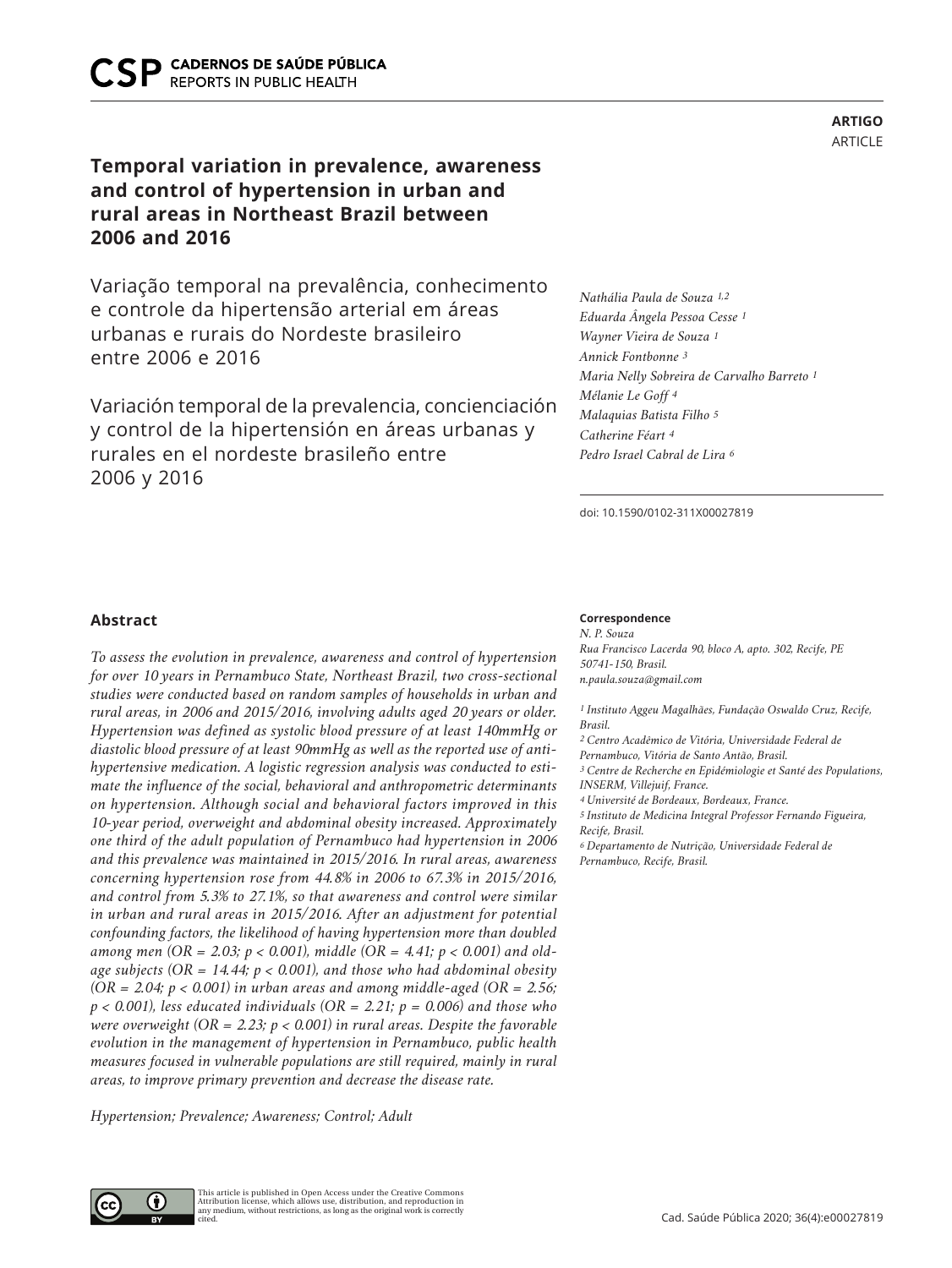**ARTIGO**
ARTICLE

# Temporal variation in prevalence, awareness and control of hypertension in urban and rural areas in Northeast Brazil between 2006 and 2016

Variação temporal na prevalência, conhecimento e controle da hipertensão arterial em áreas urbanas e rurais do Nordeste brasileiro entre 2006 e 2016

Variación temporal de la prevalencia, concienciación y control de la hipertensión en áreas urbanas y rurales en el nordeste brasileño entre 2006 y 2016

*Nathália Paula de Souza* [1,2]
*Eduarda Ângela Pessoa Cesse* [1]
*Wayner Vieira de Souza* [1]
*Annick Fontbonne* [3]
*Maria Nelly Sobreira de Carvalho Barreto* [1]
*Mélanie Le Goff* [4]
*Malaquias Batista Filho* [5]
*Catherine Féart* [4]
*Pedro Israel Cabral de Lira* [6]

doi: 10.1590/0102-311X00027819

## Abstract

*To assess the evolution in prevalence, awareness and control of hypertension for over 10 years in Pernambuco State, Northeast Brazil, two cross-sectional studies were conducted based on random samples of households in urban and rural areas, in 2006 and 2015/2016, involving adults aged 20 years or older. Hypertension was defined as systolic blood pressure of at least 140mmHg or diastolic blood pressure of at least 90mmHg as well as the reported use of anti-hypertensive medication. A logistic regression analysis was conducted to estimate the influence of the social, behavioral and anthropometric determinants on hypertension. Although social and behavioral factors improved in this 10-year period, overweight and abdominal obesity increased. Approximately one third of the adult population of Pernambuco had hypertension in 2006 and this prevalence was maintained in 2015/2016. In rural areas, awareness concerning hypertension rose from 44.8% in 2006 to 67.3% in 2015/2016, and control from 5.3% to 27.1%, so that awareness and control were similar in urban and rural areas in 2015/2016. After an adjustment for potential confounding factors, the likelihood of having hypertension more than doubled among men (OR = 2.03; $p < 0.001$), middle (OR = 4.41; $p < 0.001$) and old-age subjects (OR = 14.44; $p < 0.001$), and those who had abdominal obesity (OR = 2.04; $p < 0.001$) in urban areas and among middle-aged (OR = 2.56; $p < 0.001$), less educated individuals (OR = 2.21; $p = 0.006$) and those who were overweight (OR = 2.23; $p < 0.001$) in rural areas. Despite the favorable evolution in the management of hypertension in Pernambuco, public health measures focused in vulnerable populations are still required, mainly in rural areas, to improve primary prevention and decrease the disease rate.*

*Hypertension; Prevalence; Awareness; Control; Adult*

**Correspondence**
*N. P. Souza*
*Rua Francisco Lacerda 90, bloco A, apto. 302, Recife, PE 50741-150, Brasil.*
*n.paula.souza@gmail.com*

[1] *Instituto Aggeu Magalhães, Fundação Oswaldo Cruz, Recife, Brasil.*
[2] *Centro Acadêmico de Vitória, Universidade Federal de Pernambuco, Vitória de Santo Antão, Brasil.*
[3] *Centre de Recherche en Epidémiologie et Santé des Populations, INSERM, Villejuif, France.*
[4] *Université de Bordeaux, Bordeaux, France.*
[5] *Instituto de Medicina Integral Professor Fernando Figueira, Recife, Brasil.*
[6] *Departamento de Nutrição, Universidade Federal de Pernambuco, Recife, Brasil.*

This article is published in Open Access under the Creative Commons Attribution license, which allows use, distribution, and reproduction in any medium, without restrictions, as long as the original work is correctly cited.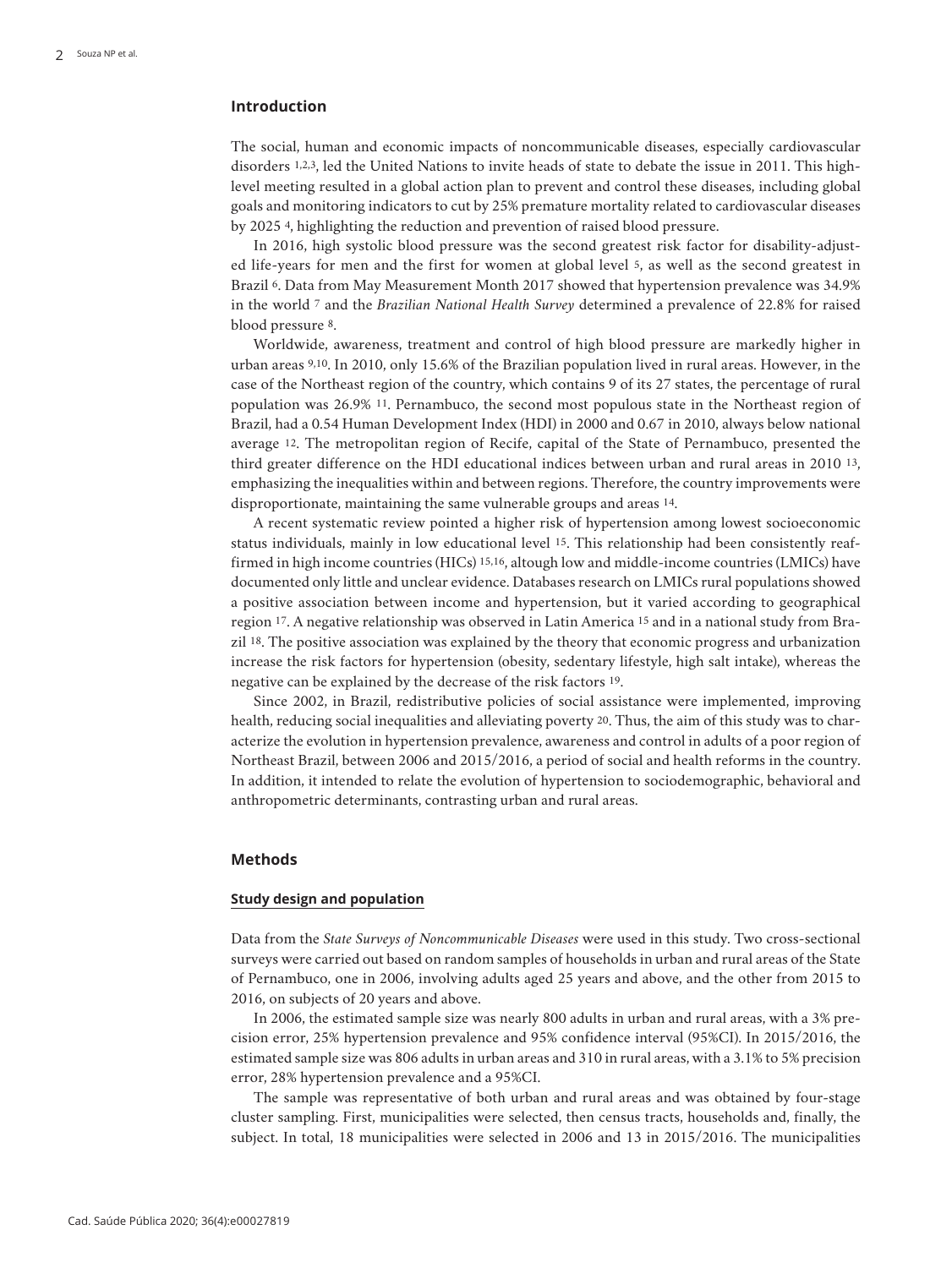## Introduction

The social, human and economic impacts of noncommunicable diseases, especially cardiovascular disorders [1,2,3], led the United Nations to invite heads of state to debate the issue in 2011. This high-level meeting resulted in a global action plan to prevent and control these diseases, including global goals and monitoring indicators to cut by 25% premature mortality related to cardiovascular diseases by 2025 [4], highlighting the reduction and prevention of raised blood pressure.

In 2016, high systolic blood pressure was the second greatest risk factor for disability-adjusted life-years for men and the first for women at global level [5], as well as the second greatest in Brazil [6]. Data from May Measurement Month 2017 showed that hypertension prevalence was 34.9% in the world [7] and the *Brazilian National Health Survey* determined a prevalence of 22.8% for raised blood pressure [8].

Worldwide, awareness, treatment and control of high blood pressure are markedly higher in urban areas [9,10]. In 2010, only 15.6% of the Brazilian population lived in rural areas. However, in the case of the Northeast region of the country, which contains 9 of its 27 states, the percentage of rural population was 26.9% [11]. Pernambuco, the second most populous state in the Northeast region of Brazil, had a 0.54 Human Development Index (HDI) in 2000 and 0.67 in 2010, always below national average [12]. The metropolitan region of Recife, capital of the State of Pernambuco, presented the third greater difference on the HDI educational indices between urban and rural areas in 2010 [13], emphasizing the inequalities within and between regions. Therefore, the country improvements were disproportionate, maintaining the same vulnerable groups and areas [14].

A recent systematic review pointed a higher risk of hypertension among lowest socioeconomic status individuals, mainly in low educational level [15]. This relationship had been consistently reaffirmed in high income countries (HICs) [15,16], altough low and middle-income countries (LMICs) have documented only little and unclear evidence. Databases research on LMICs rural populations showed a positive association between income and hypertension, but it varied according to geographical region [17]. A negative relationship was observed in Latin America [15] and in a national study from Brazil [18]. The positive association was explained by the theory that economic progress and urbanization increase the risk factors for hypertension (obesity, sedentary lifestyle, high salt intake), whereas the negative can be explained by the decrease of the risk factors [19].

Since 2002, in Brazil, redistributive policies of social assistance were implemented, improving health, reducing social inequalities and alleviating poverty [20]. Thus, the aim of this study was to characterize the evolution in hypertension prevalence, awareness and control in adults of a poor region of Northeast Brazil, between 2006 and 2015/2016, a period of social and health reforms in the country. In addition, it intended to relate the evolution of hypertension to sociodemographic, behavioral and anthropometric determinants, contrasting urban and rural areas.

## Methods

### Study design and population

Data from the *State Surveys of Noncommunicable Diseases* were used in this study. Two cross-sectional surveys were carried out based on random samples of households in urban and rural areas of the State of Pernambuco, one in 2006, involving adults aged 25 years and above, and the other from 2015 to 2016, on subjects of 20 years and above.

In 2006, the estimated sample size was nearly 800 adults in urban and rural areas, with a 3% precision error, 25% hypertension prevalence and 95% confidence interval (95%CI). In 2015/2016, the estimated sample size was 806 adults in urban areas and 310 in rural areas, with a 3.1% to 5% precision error, 28% hypertension prevalence and a 95%CI.

The sample was representative of both urban and rural areas and was obtained by four-stage cluster sampling. First, municipalities were selected, then census tracts, households and, finally, the subject. In total, 18 municipalities were selected in 2006 and 13 in 2015/2016. The municipalities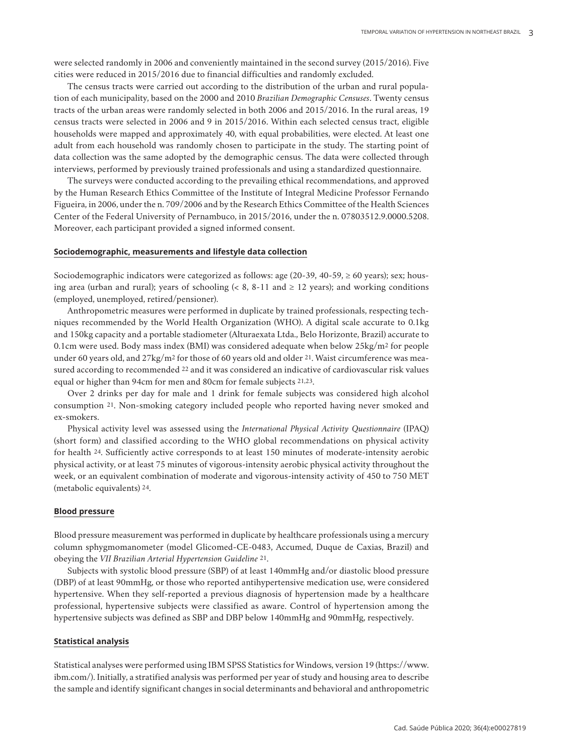were selected randomly in 2006 and conveniently maintained in the second survey (2015/2016). Five cities were reduced in 2015/2016 due to financial difficulties and randomly excluded.

The census tracts were carried out according to the distribution of the urban and rural population of each municipality, based on the 2000 and 2010 *Brazilian Demographic Censuses*. Twenty census tracts of the urban areas were randomly selected in both 2006 and 2015/2016. In the rural areas, 19 census tracts were selected in 2006 and 9 in 2015/2016. Within each selected census tract, eligible households were mapped and approximately 40, with equal probabilities, were elected. At least one adult from each household was randomly chosen to participate in the study. The starting point of data collection was the same adopted by the demographic census. The data were collected through interviews, performed by previously trained professionals and using a standardized questionnaire.

The surveys were conducted according to the prevailing ethical recommendations, and approved by the Human Research Ethics Committee of the Institute of Integral Medicine Professor Fernando Figueira, in 2006, under the n. 709/2006 and by the Research Ethics Committee of the Health Sciences Center of the Federal University of Pernambuco, in 2015/2016, under the n. 07803512.9.0000.5208. Moreover, each participant provided a signed informed consent.

## Sociodemographic, measurements and lifestyle data collection

Sociodemographic indicators were categorized as follows: age (20-39, 40-59, ≥ 60 years); sex; housing area (urban and rural); years of schooling (< 8, 8-11 and ≥ 12 years); and working conditions (employed, unemployed, retired/pensioner).

Anthropometric measures were performed in duplicate by trained professionals, respecting techniques recommended by the World Health Organization (WHO). A digital scale accurate to 0.1kg and 150kg capacity and a portable stadiometer (Alturaexata Ltda., Belo Horizonte, Brazil) accurate to 0.1cm were used. Body mass index (BMI) was considered adequate when below 25kg/$m^2$ for people under 60 years old, and 27kg/$m^2$ for those of 60 years old and older [21]. Waist circumference was measured according to recommended [22] and it was considered an indicative of cardiovascular risk values equal or higher than 94cm for men and 80cm for female subjects [21,23].

Over 2 drinks per day for male and 1 drink for female subjects was considered high alcohol consumption [21]. Non-smoking category included people who reported having never smoked and ex-smokers.

Physical activity level was assessed using the *International Physical Activity Questionnaire* (IPAQ) (short form) and classified according to the WHO global recommendations on physical activity for health [24]. Sufficiently active corresponds to at least 150 minutes of moderate-intensity aerobic physical activity, or at least 75 minutes of vigorous-intensity aerobic physical activity throughout the week, or an equivalent combination of moderate and vigorous-intensity activity of 450 to 750 MET (metabolic equivalents) [24].

## Blood pressure

Blood pressure measurement was performed in duplicate by healthcare professionals using a mercury column sphygmomanometer (model Glicomed-CE-0483, Accumed, Duque de Caxias, Brazil) and obeying the *VII Brazilian Arterial Hypertension Guideline* [21].

Subjects with systolic blood pressure (SBP) of at least 140mmHg and/or diastolic blood pressure (DBP) of at least 90mmHg, or those who reported antihypertensive medication use, were considered hypertensive. When they self-reported a previous diagnosis of hypertension made by a healthcare professional, hypertensive subjects were classified as aware. Control of hypertension among the hypertensive subjects was defined as SBP and DBP below 140mmHg and 90mmHg, respectively.

## Statistical analysis

Statistical analyses were performed using IBM SPSS Statistics for Windows, version 19 (https://www.ibm.com/). Initially, a stratified analysis was performed per year of study and housing area to describe the sample and identify significant changes in social determinants and behavioral and anthropometric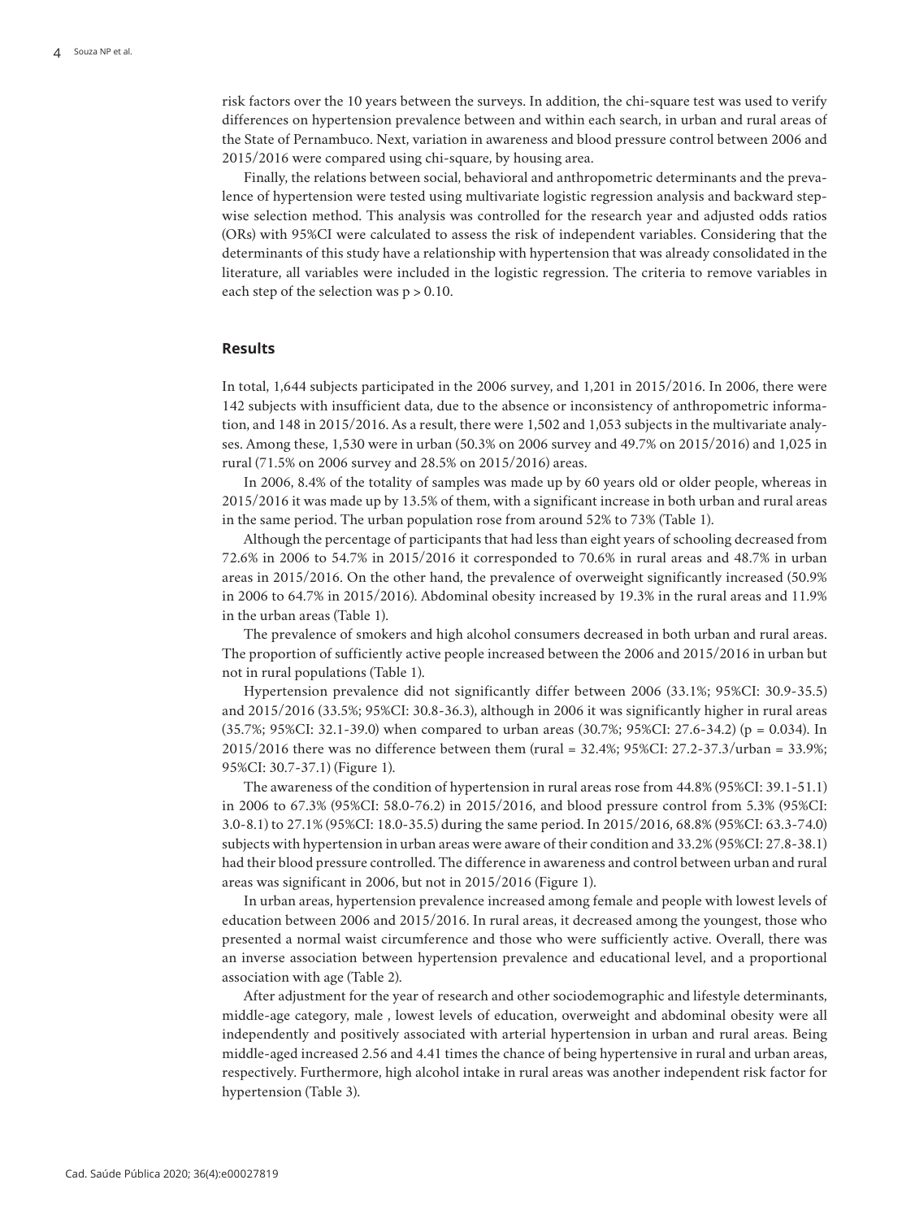risk factors over the 10 years between the surveys. In addition, the chi-square test was used to verify differences on hypertension prevalence between and within each search, in urban and rural areas of the State of Pernambuco. Next, variation in awareness and blood pressure control between 2006 and 2015/2016 were compared using chi-square, by housing area.

Finally, the relations between social, behavioral and anthropometric determinants and the prevalence of hypertension were tested using multivariate logistic regression analysis and backward stepwise selection method. This analysis was controlled for the research year and adjusted odds ratios (ORs) with 95%CI were calculated to assess the risk of independent variables. Considering that the determinants of this study have a relationship with hypertension that was already consolidated in the literature, all variables were included in the logistic regression. The criteria to remove variables in each step of the selection was $p > 0.10$.

## Results

In total, 1,644 subjects participated in the 2006 survey, and 1,201 in 2015/2016. In 2006, there were 142 subjects with insufficient data, due to the absence or inconsistency of anthropometric information, and 148 in 2015/2016. As a result, there were 1,502 and 1,053 subjects in the multivariate analyses. Among these, 1,530 were in urban (50.3% on 2006 survey and 49.7% on 2015/2016) and 1,025 in rural (71.5% on 2006 survey and 28.5% on 2015/2016) areas.

In 2006, 8.4% of the totality of samples was made up by 60 years old or older people, whereas in 2015/2016 it was made up by 13.5% of them, with a significant increase in both urban and rural areas in the same period. The urban population rose from around 52% to 73% (Table 1).

Although the percentage of participants that had less than eight years of schooling decreased from 72.6% in 2006 to 54.7% in 2015/2016 it corresponded to 70.6% in rural areas and 48.7% in urban areas in 2015/2016. On the other hand, the prevalence of overweight significantly increased (50.9% in 2006 to 64.7% in 2015/2016). Abdominal obesity increased by 19.3% in the rural areas and 11.9% in the urban areas (Table 1).

The prevalence of smokers and high alcohol consumers decreased in both urban and rural areas. The proportion of sufficiently active people increased between the 2006 and 2015/2016 in urban but not in rural populations (Table 1).

Hypertension prevalence did not significantly differ between 2006 (33.1%; 95%CI: 30.9-35.5) and 2015/2016 (33.5%; 95%CI: 30.8-36.3), although in 2006 it was significantly higher in rural areas (35.7%; 95%CI: 32.1-39.0) when compared to urban areas (30.7%; 95%CI: 27.6-34.2) ($p = 0.034$). In 2015/2016 there was no difference between them (rural = 32.4%; 95%CI: 27.2-37.3/urban = 33.9%; 95%CI: 30.7-37.1) (Figure 1).

The awareness of the condition of hypertension in rural areas rose from 44.8% (95%CI: 39.1-51.1) in 2006 to 67.3% (95%CI: 58.0-76.2) in 2015/2016, and blood pressure control from 5.3% (95%CI: 3.0-8.1) to 27.1% (95%CI: 18.0-35.5) during the same period. In 2015/2016, 68.8% (95%CI: 63.3-74.0) subjects with hypertension in urban areas were aware of their condition and 33.2% (95%CI: 27.8-38.1) had their blood pressure controlled. The difference in awareness and control between urban and rural areas was significant in 2006, but not in 2015/2016 (Figure 1).

In urban areas, hypertension prevalence increased among female and people with lowest levels of education between 2006 and 2015/2016. In rural areas, it decreased among the youngest, those who presented a normal waist circumference and those who were sufficiently active. Overall, there was an inverse association between hypertension prevalence and educational level, and a proportional association with age (Table 2).

After adjustment for the year of research and other sociodemographic and lifestyle determinants, middle-age category, male , lowest levels of education, overweight and abdominal obesity were all independently and positively associated with arterial hypertension in urban and rural areas. Being middle-aged increased 2.56 and 4.41 times the chance of being hypertensive in rural and urban areas, respectively. Furthermore, high alcohol intake in rural areas was another independent risk factor for hypertension (Table 3).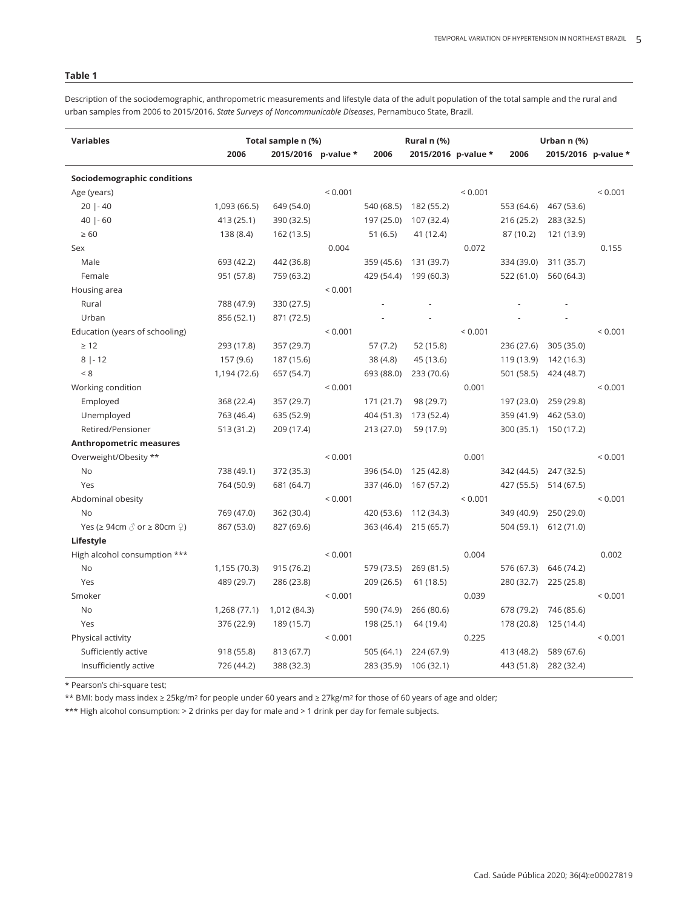**Table 1**

Description of the sociodemographic, anthropometric measurements and lifestyle data of the adult population of the total sample and the rural and urban samples from 2006 to 2015/2016. *State Surveys of Noncommunicable Diseases*, Pernambuco State, Brazil.

| Variables | Total sample n (%) | | | Rural n (%) | | | Urban n (%) | | |
|---|---|---|---|---|---|---|---|---|---|
| | 2006 | 2015/2016 | p-value * | 2006 | 2015/2016 | p-value * | 2006 | 2015/2016 | p-value * |
| **Sociodemographic conditions** | | | | | | | | | |
| Age (years) | | | < 0.001 | | | < 0.001 | | | < 0.001 |
| 20 \|- 40 | 1,093 (66.5) | 649 (54.0) | | 540 (68.5) | 182 (55.2) | | 553 (64.6) | 467 (53.6) | |
| 40 \|- 60 | 413 (25.1) | 390 (32.5) | | 197 (25.0) | 107 (32.4) | | 216 (25.2) | 283 (32.5) | |
| ≥ 60 | 138 (8.4) | 162 (13.5) | | 51 (6.5) | 41 (12.4) | | 87 (10.2) | 121 (13.9) | |
| Sex | | | 0.004 | | | 0.072 | | | 0.155 |
| Male | 693 (42.2) | 442 (36.8) | | 359 (45.6) | 131 (39.7) | | 334 (39.0) | 311 (35.7) | |
| Female | 951 (57.8) | 759 (63.2) | | 429 (54.4) | 199 (60.3) | | 522 (61.0) | 560 (64.3) | |
| Housing area | | | < 0.001 | | | | | | |
| Rural | 788 (47.9) | 330 (27.5) | | - | - | | - | - | |
| Urban | 856 (52.1) | 871 (72.5) | | - | - | | - | - | |
| Education (years of schooling) | | | < 0.001 | | | < 0.001 | | | < 0.001 |
| ≥ 12 | 293 (17.8) | 357 (29.7) | | 57 (7.2) | 52 (15.8) | | 236 (27.6) | 305 (35.0) | |
| 8 \|- 12 | 157 (9.6) | 187 (15.6) | | 38 (4.8) | 45 (13.6) | | 119 (13.9) | 142 (16.3) | |
| < 8 | 1,194 (72.6) | 657 (54.7) | | 693 (88.0) | 233 (70.6) | | 501 (58.5) | 424 (48.7) | |
| Working condition | | | < 0.001 | | | 0.001 | | | < 0.001 |
| Employed | 368 (22.4) | 357 (29.7) | | 171 (21.7) | 98 (29.7) | | 197 (23.0) | 259 (29.8) | |
| Unemployed | 763 (46.4) | 635 (52.9) | | 404 (51.3) | 173 (52.4) | | 359 (41.9) | 462 (53.0) | |
| Retired/Pensioner | 513 (31.2) | 209 (17.4) | | 213 (27.0) | 59 (17.9) | | 300 (35.1) | 150 (17.2) | |
| **Anthropometric measures** | | | | | | | | | |
| Overweight/Obesity ** | | | < 0.001 | | | 0.001 | | | < 0.001 |
| No | 738 (49.1) | 372 (35.3) | | 396 (54.0) | 125 (42.8) | | 342 (44.5) | 247 (32.5) | |
| Yes | 764 (50.9) | 681 (64.7) | | 337 (46.0) | 167 (57.2) | | 427 (55.5) | 514 (67.5) | |
| Abdominal obesity | | | < 0.001 | | | < 0.001 | | | < 0.001 |
| No | 769 (47.0) | 362 (30.4) | | 420 (53.6) | 112 (34.3) | | 349 (40.9) | 250 (29.0) | |
| Yes (≥ 94cm ♂ or ≥ 80cm ♀) | 867 (53.0) | 827 (69.6) | | 363 (46.4) | 215 (65.7) | | 504 (59.1) | 612 (71.0) | |
| **Lifestyle** | | | | | | | | | |
| High alcohol consumption *** | | | < 0.001 | | | 0.004 | | | 0.002 |
| No | 1,155 (70.3) | 915 (76.2) | | 579 (73.5) | 269 (81.5) | | 576 (67.3) | 646 (74.2) | |
| Yes | 489 (29.7) | 286 (23.8) | | 209 (26.5) | 61 (18.5) | | 280 (32.7) | 225 (25.8) | |
| Smoker | | | < 0.001 | | | 0.039 | | | < 0.001 |
| No | 1,268 (77.1) | 1,012 (84.3) | | 590 (74.9) | 266 (80.6) | | 678 (79.2) | 746 (85.6) | |
| Yes | 376 (22.9) | 189 (15.7) | | 198 (25.1) | 64 (19.4) | | 178 (20.8) | 125 (14.4) | |
| Physical activity | | | < 0.001 | | | 0.225 | | | < 0.001 |
| Sufficiently active | 918 (55.8) | 813 (67.7) | | 505 (64.1) | 224 (67.9) | | 413 (48.2) | 589 (67.6) | |
| Insufficiently active | 726 (44.2) | 388 (32.3) | | 283 (35.9) | 106 (32.1) | | 443 (51.8) | 282 (32.4) | |

* Pearson's chi-square test;

** BMI: body mass index ≥ 25kg/m² for people under 60 years and ≥ 27kg/m² for those of 60 years of age and older;

*** High alcohol consumption: > 2 drinks per day for male and > 1 drink per day for female subjects.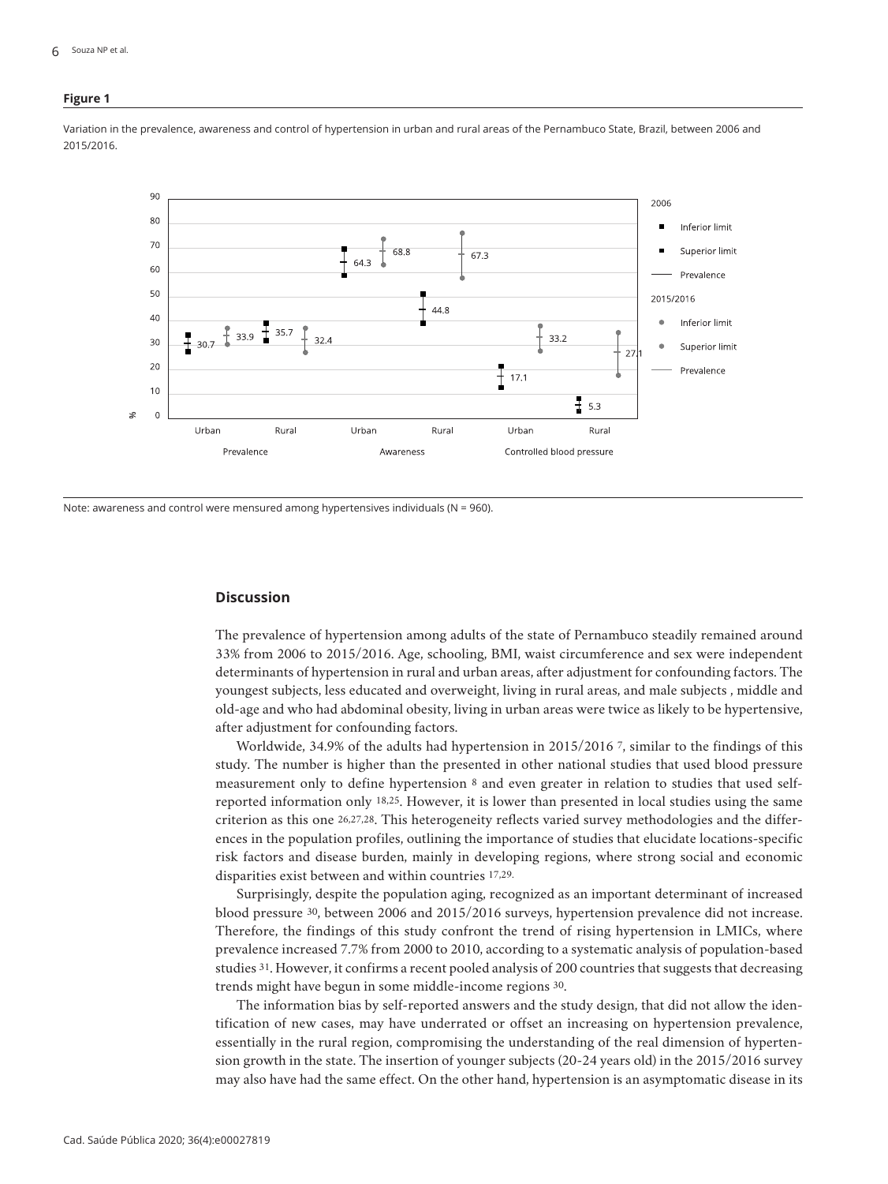**Figure 1**

Variation in the prevalence, awareness and control of hypertension in urban and rural areas of the Pernambuco State, Brazil, between 2006 and 2015/2016.

Note: awareness and control were mensured among hypertensives individuals (N = 960).

## Discussion

The prevalence of hypertension among adults of the state of Pernambuco steadily remained around 33% from 2006 to 2015/2016. Age, schooling, BMI, waist circumference and sex were independent determinants of hypertension in rural and urban areas, after adjustment for confounding factors. The youngest subjects, less educated and overweight, living in rural areas, and male subjects , middle and old-age and who had abdominal obesity, living in urban areas were twice as likely to be hypertensive, after adjustment for confounding factors.

Worldwide, 34.9% of the adults had hypertension in 2015/2016 [7], similar to the findings of this study. The number is higher than the presented in other national studies that used blood pressure measurement only to define hypertension [8] and even greater in relation to studies that used self-reported information only [18,25]. However, it is lower than presented in local studies using the same criterion as this one [26,27,28]. This heterogeneity reflects varied survey methodologies and the differences in the population profiles, outlining the importance of studies that elucidate locations-specific risk factors and disease burden, mainly in developing regions, where strong social and economic disparities exist between and within countries [17,29].

Surprisingly, despite the population aging, recognized as an important determinant of increased blood pressure [30], between 2006 and 2015/2016 surveys, hypertension prevalence did not increase. Therefore, the findings of this study confront the trend of rising hypertension in LMICs, where prevalence increased 7.7% from 2000 to 2010, according to a systematic analysis of population-based studies [31]. However, it confirms a recent pooled analysis of 200 countries that suggests that decreasing trends might have begun in some middle-income regions [30].

The information bias by self-reported answers and the study design, that did not allow the identification of new cases, may have underrated or offset an increasing on hypertension prevalence, essentially in the rural region, compromising the understanding of the real dimension of hypertension growth in the state. The insertion of younger subjects (20-24 years old) in the 2015/2016 survey may also have had the same effect. On the other hand, hypertension is an asymptomatic disease in its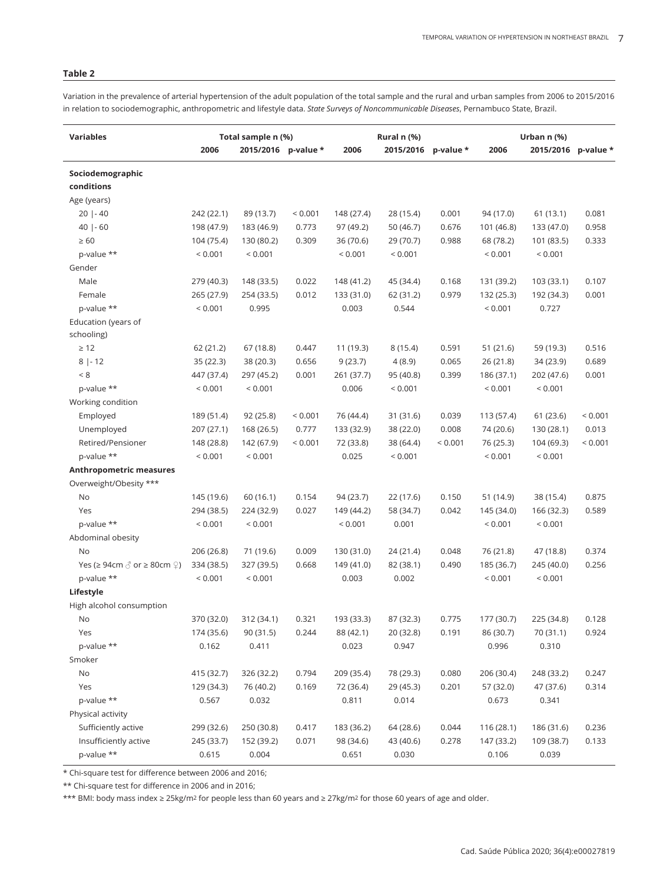**Table 2**

Variation in the prevalence of arterial hypertension of the adult population of the total sample and the rural and urban samples from 2006 to 2015/2016 in relation to sociodemographic, anthropometric and lifestyle data. *State Surveys of Noncommunicable Diseases*, Pernambuco State, Brazil.

| Variables | Total sample n (%) | | | Rural n (%) | | | Urban n (%) | | |
|---|---|---|---|---|---|---|---|---|---|
| | 2006 | 2015/2016 | p-value * | 2006 | 2015/2016 | p-value * | 2006 | 2015/2016 | p-value * |
| **Sociodemographic conditions** | | | | | | | | | |
| Age (years) | | | | | | | | | |
| 20 \|- 40 | 242 (22.1) | 89 (13.7) | < 0.001 | 148 (27.4) | 28 (15.4) | 0.001 | 94 (17.0) | 61 (13.1) | 0.081 |
| 40 \|- 60 | 198 (47.9) | 183 (46.9) | 0.773 | 97 (49.2) | 50 (46.7) | 0.676 | 101 (46.8) | 133 (47.0) | 0.958 |
| ≥ 60 | 104 (75.4) | 130 (80.2) | 0.309 | 36 (70.6) | 29 (70.7) | 0.988 | 68 (78.2) | 101 (83.5) | 0.333 |
| p-value ** | < 0.001 | < 0.001 | | < 0.001 | < 0.001 | | < 0.001 | < 0.001 | |
| Gender | | | | | | | | | |
| Male | 279 (40.3) | 148 (33.5) | 0.022 | 148 (41.2) | 45 (34.4) | 0.168 | 131 (39.2) | 103 (33.1) | 0.107 |
| Female | 265 (27.9) | 254 (33.5) | 0.012 | 133 (31.0) | 62 (31.2) | 0.979 | 132 (25.3) | 192 (34.3) | 0.001 |
| p-value ** | < 0.001 | 0.995 | | 0.003 | 0.544 | | < 0.001 | 0.727 | |
| Education (years of schooling) | | | | | | | | | |
| ≥ 12 | 62 (21.2) | 67 (18.8) | 0.447 | 11 (19.3) | 8 (15.4) | 0.591 | 51 (21.6) | 59 (19.3) | 0.516 |
| 8 \|- 12 | 35 (22.3) | 38 (20.3) | 0.656 | 9 (23.7) | 4 (8.9) | 0.065 | 26 (21.8) | 34 (23.9) | 0.689 |
| < 8 | 447 (37.4) | 297 (45.2) | 0.001 | 261 (37.7) | 95 (40.8) | 0.399 | 186 (37.1) | 202 (47.6) | 0.001 |
| p-value ** | < 0.001 | < 0.001 | | 0.006 | < 0.001 | | < 0.001 | < 0.001 | |
| Working condition | | | | | | | | | |
| Employed | 189 (51.4) | 92 (25.8) | < 0.001 | 76 (44.4) | 31 (31.6) | 0.039 | 113 (57.4) | 61 (23.6) | < 0.001 |
| Unemployed | 207 (27.1) | 168 (26.5) | 0.777 | 133 (32.9) | 38 (22.0) | 0.008 | 74 (20.6) | 130 (28.1) | 0.013 |
| Retired/Pensioner | 148 (28.8) | 142 (67.9) | < 0.001 | 72 (33.8) | 38 (64.4) | < 0.001 | 76 (25.3) | 104 (69.3) | < 0.001 |
| p-value ** | < 0.001 | < 0.001 | | 0.025 | < 0.001 | | < 0.001 | < 0.001 | |
| **Anthropometric measures** | | | | | | | | | |
| Overweight/Obesity *** | | | | | | | | | |
| No | 145 (19.6) | 60 (16.1) | 0.154 | 94 (23.7) | 22 (17.6) | 0.150 | 51 (14.9) | 38 (15.4) | 0.875 |
| Yes | 294 (38.5) | 224 (32.9) | 0.027 | 149 (44.2) | 58 (34.7) | 0.042 | 145 (34.0) | 166 (32.3) | 0.589 |
| p-value ** | < 0.001 | < 0.001 | | < 0.001 | 0.001 | | < 0.001 | < 0.001 | |
| Abdominal obesity | | | | | | | | | |
| No | 206 (26.8) | 71 (19.6) | 0.009 | 130 (31.0) | 24 (21.4) | 0.048 | 76 (21.8) | 47 (18.8) | 0.374 |
| Yes (≥ 94cm ♂ or ≥ 80cm ♀) | 334 (38.5) | 327 (39.5) | 0.668 | 149 (41.0) | 82 (38.1) | 0.490 | 185 (36.7) | 245 (40.0) | 0.256 |
| p-value ** | < 0.001 | < 0.001 | | 0.003 | 0.002 | | < 0.001 | < 0.001 | |
| **Lifestyle** | | | | | | | | | |
| High alcohol consumption | | | | | | | | | |
| No | 370 (32.0) | 312 (34.1) | 0.321 | 193 (33.3) | 87 (32.3) | 0.775 | 177 (30.7) | 225 (34.8) | 0.128 |
| Yes | 174 (35.6) | 90 (31.5) | 0.244 | 88 (42.1) | 20 (32.8) | 0.191 | 86 (30.7) | 70 (31.1) | 0.924 |
| p-value ** | 0.162 | 0.411 | | 0.023 | 0.947 | | 0.996 | 0.310 | |
| Smoker | | | | | | | | | |
| No | 415 (32.7) | 326 (32.2) | 0.794 | 209 (35.4) | 78 (29.3) | 0.080 | 206 (30.4) | 248 (33.2) | 0.247 |
| Yes | 129 (34.3) | 76 (40.2) | 0.169 | 72 (36.4) | 29 (45.3) | 0.201 | 57 (32.0) | 47 (37.6) | 0.314 |
| p-value ** | 0.567 | 0.032 | | 0.811 | 0.014 | | 0.673 | 0.341 | |
| Physical activity | | | | | | | | | |
| Sufficiently active | 299 (32.6) | 250 (30.8) | 0.417 | 183 (36.2) | 64 (28.6) | 0.044 | 116 (28.1) | 186 (31.6) | 0.236 |
| Insufficiently active | 245 (33.7) | 152 (39.2) | 0.071 | 98 (34.6) | 43 (40.6) | 0.278 | 147 (33.2) | 109 (38.7) | 0.133 |
| p-value ** | 0.615 | 0.004 | | 0.651 | 0.030 | | 0.106 | 0.039 | |

* Chi-square test for difference between 2006 and 2016;

** Chi-square test for difference in 2006 and in 2016;

*** BMI: body mass index ≥ 25kg/m$^2$ for people less than 60 years and ≥ 27kg/m$^2$ for those 60 years of age and older.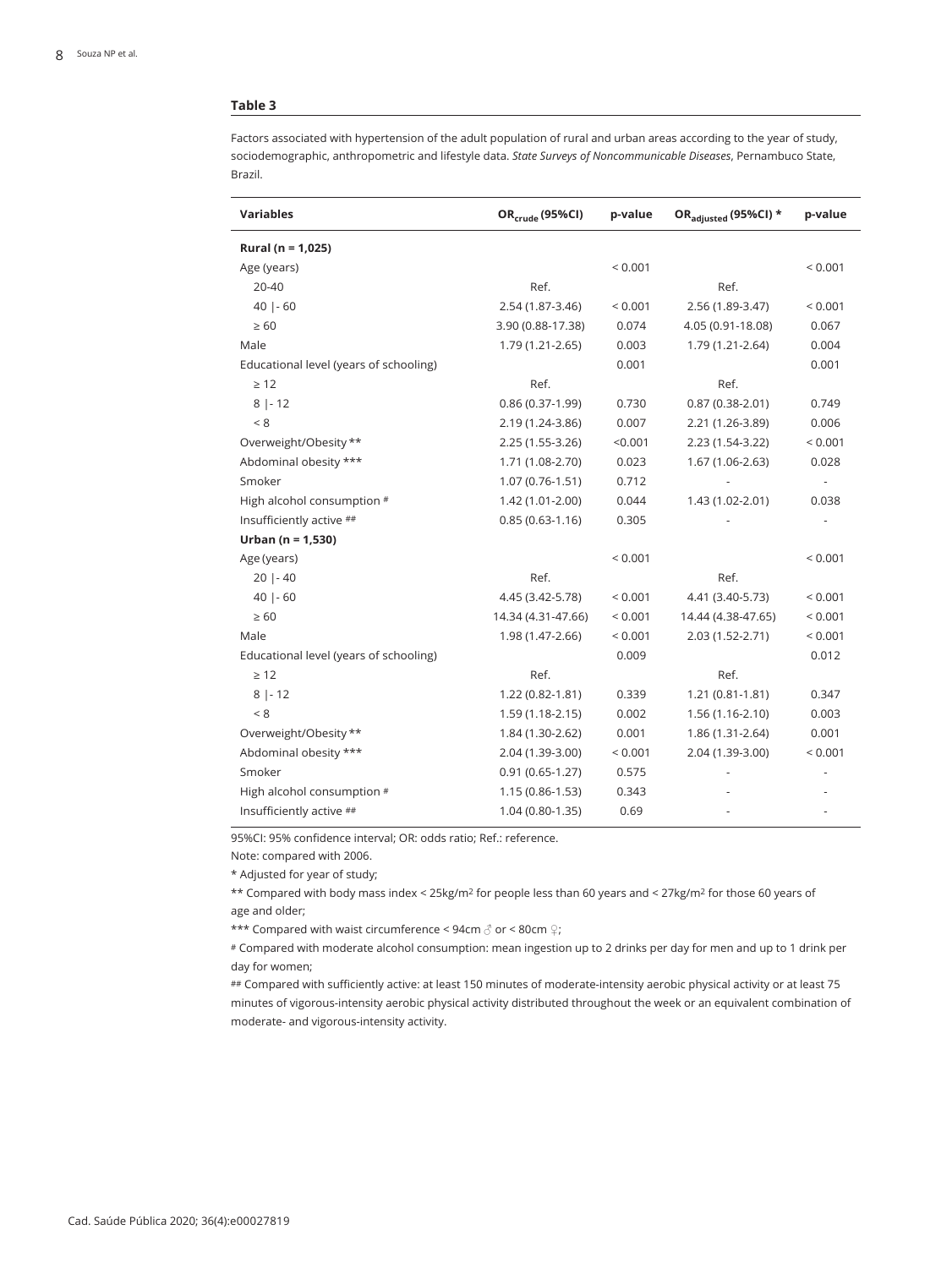**Table 3**

Factors associated with hypertension of the adult population of rural and urban areas according to the year of study, sociodemographic, anthropometric and lifestyle data. *State Surveys of Noncommunicable Diseases*, Pernambuco State, Brazil.

| Variables | $OR_{crude}$ (95%CI) | p-value | $OR_{adjusted}$ (95%CI) * | p-value |
|---|---|---|---|---|
| **Rural (n = 1,025)** | | | | |
| Age (years) | | < 0.001 | | < 0.001 |
| 20-40 | Ref. | | Ref. | |
| 40 \|- 60 | 2.54 (1.87-3.46) | < 0.001 | 2.56 (1.89-3.47) | < 0.001 |
| ≥ 60 | 3.90 (0.88-17.38) | 0.074 | 4.05 (0.91-18.08) | 0.067 |
| Male | 1.79 (1.21-2.65) | 0.003 | 1.79 (1.21-2.64) | 0.004 |
| Educational level (years of schooling) | | 0.001 | | 0.001 |
| ≥ 12 | Ref. | | Ref. | |
| 8 \|- 12 | 0.86 (0.37-1.99) | 0.730 | 0.87 (0.38-2.01) | 0.749 |
| < 8 | 2.19 (1.24-3.86) | 0.007 | 2.21 (1.26-3.89) | 0.006 |
| Overweight/Obesity ** | 2.25 (1.55-3.26) | <0.001 | 2.23 (1.54-3.22) | < 0.001 |
| Abdominal obesity *** | 1.71 (1.08-2.70) | 0.023 | 1.67 (1.06-2.63) | 0.028 |
| Smoker | 1.07 (0.76-1.51) | 0.712 | - | - |
| High alcohol consumption # | 1.42 (1.01-2.00) | 0.044 | 1.43 (1.02-2.01) | 0.038 |
| Insufficiently active ## | 0.85 (0.63-1.16) | 0.305 | - | - |
| **Urban (n = 1,530)** | | | | |
| Age (years) | | < 0.001 | | < 0.001 |
| 20 \|- 40 | Ref. | | Ref. | |
| 40 \|- 60 | 4.45 (3.42-5.78) | < 0.001 | 4.41 (3.40-5.73) | < 0.001 |
| ≥ 60 | 14.34 (4.31-47.66) | < 0.001 | 14.44 (4.38-47.65) | < 0.001 |
| Male | 1.98 (1.47-2.66) | < 0.001 | 2.03 (1.52-2.71) | < 0.001 |
| Educational level (years of schooling) | | 0.009 | | 0.012 |
| ≥ 12 | Ref. | | Ref. | |
| 8 \|- 12 | 1.22 (0.82-1.81) | 0.339 | 1.21 (0.81-1.81) | 0.347 |
| < 8 | 1.59 (1.18-2.15) | 0.002 | 1.56 (1.16-2.10) | 0.003 |
| Overweight/Obesity ** | 1.84 (1.30-2.62) | 0.001 | 1.86 (1.31-2.64) | 0.001 |
| Abdominal obesity *** | 2.04 (1.39-3.00) | < 0.001 | 2.04 (1.39-3.00) | < 0.001 |
| Smoker | 0.91 (0.65-1.27) | 0.575 | - | - |
| High alcohol consumption # | 1.15 (0.86-1.53) | 0.343 | - | - |
| Insufficiently active ## | 1.04 (0.80-1.35) | 0.69 | - | - |

95%CI: 95% confidence interval; OR: odds ratio; Ref.: reference.

Note: compared with 2006.

* Adjusted for year of study;

** Compared with body mass index < 25kg/m² for people less than 60 years and < 27kg/m² for those 60 years of age and older;

*** Compared with waist circumference < 94cm ♂ or < 80cm ♀;

# Compared with moderate alcohol consumption: mean ingestion up to 2 drinks per day for men and up to 1 drink per day for women;

## Compared with sufficiently active: at least 150 minutes of moderate-intensity aerobic physical activity or at least 75 minutes of vigorous-intensity aerobic physical activity distributed throughout the week or an equivalent combination of moderate- and vigorous-intensity activity.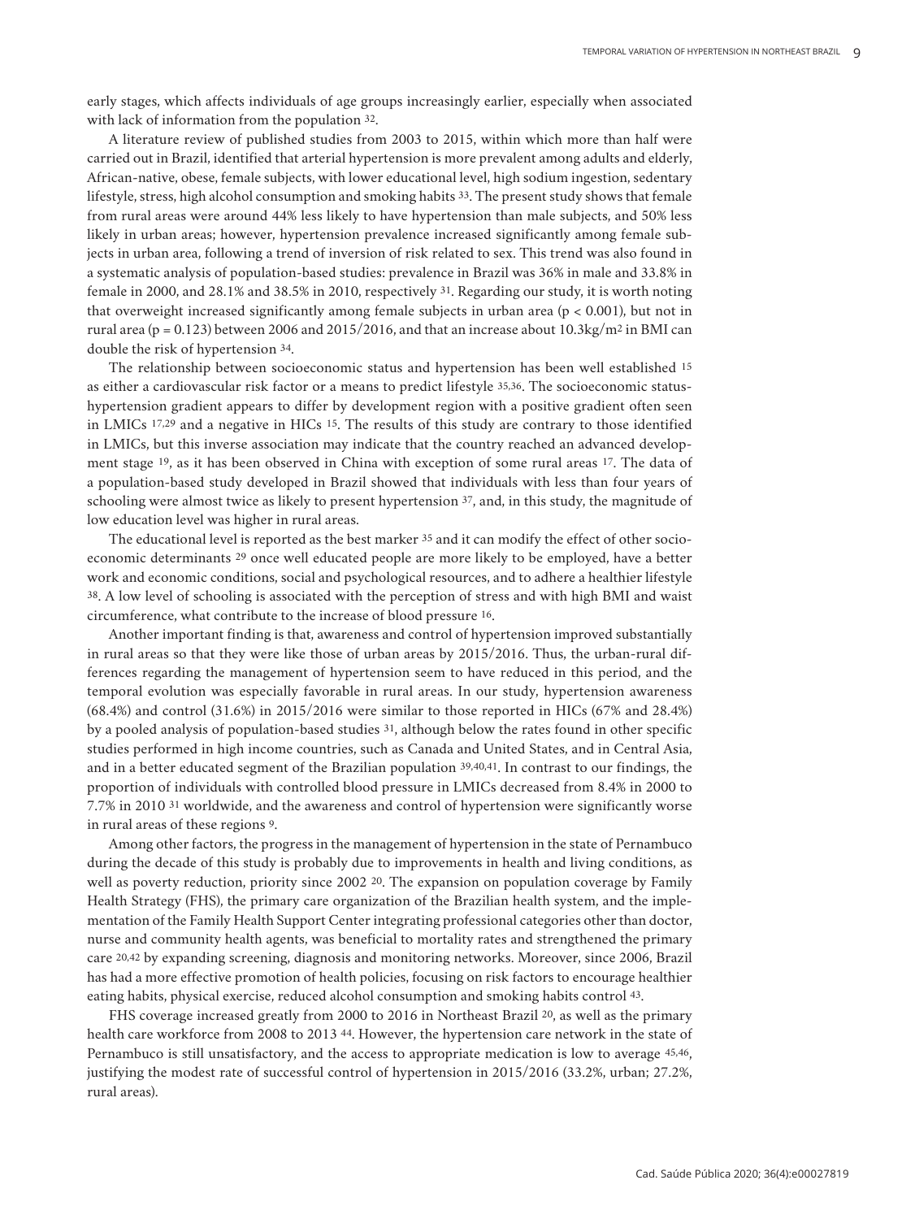early stages, which affects individuals of age groups increasingly earlier, especially when associated with lack of information from the population [32].

A literature review of published studies from 2003 to 2015, within which more than half were carried out in Brazil, identified that arterial hypertension is more prevalent among adults and elderly, African-native, obese, female subjects, with lower educational level, high sodium ingestion, sedentary lifestyle, stress, high alcohol consumption and smoking habits [33]. The present study shows that female from rural areas were around 44% less likely to have hypertension than male subjects, and 50% less likely in urban areas; however, hypertension prevalence increased significantly among female subjects in urban area, following a trend of inversion of risk related to sex. This trend was also found in a systematic analysis of population-based studies: prevalence in Brazil was 36% in male and 33.8% in female in 2000, and 28.1% and 38.5% in 2010, respectively [31]. Regarding our study, it is worth noting that overweight increased significantly among female subjects in urban area ($p < 0.001$), but not in rural area ($p = 0.123$) between 2006 and 2015/2016, and that an increase about 10.3kg/m$^2$ in BMI can double the risk of hypertension [34].

The relationship between socioeconomic status and hypertension has been well established [15] as either a cardiovascular risk factor or a means to predict lifestyle [35,36]. The socioeconomic status-hypertension gradient appears to differ by development region with a positive gradient often seen in LMICs [17,29] and a negative in HICs [15]. The results of this study are contrary to those identified in LMICs, but this inverse association may indicate that the country reached an advanced development stage [19], as it has been observed in China with exception of some rural areas [17]. The data of a population-based study developed in Brazil showed that individuals with less than four years of schooling were almost twice as likely to present hypertension [37], and, in this study, the magnitude of low education level was higher in rural areas.

The educational level is reported as the best marker [35] and it can modify the effect of other socioeconomic determinants [29] once well educated people are more likely to be employed, have a better work and economic conditions, social and psychological resources, and to adhere a healthier lifestyle [38]. A low level of schooling is associated with the perception of stress and with high BMI and waist circumference, what contribute to the increase of blood pressure [16].

Another important finding is that, awareness and control of hypertension improved substantially in rural areas so that they were like those of urban areas by 2015/2016. Thus, the urban-rural differences regarding the management of hypertension seem to have reduced in this period, and the temporal evolution was especially favorable in rural areas. In our study, hypertension awareness (68.4%) and control (31.6%) in 2015/2016 were similar to those reported in HICs (67% and 28.4%) by a pooled analysis of population-based studies [31], although below the rates found in other specific studies performed in high income countries, such as Canada and United States, and in Central Asia, and in a better educated segment of the Brazilian population [39,40,41]. In contrast to our findings, the proportion of individuals with controlled blood pressure in LMICs decreased from 8.4% in 2000 to 7.7% in 2010 [31] worldwide, and the awareness and control of hypertension were significantly worse in rural areas of these regions [9].

Among other factors, the progress in the management of hypertension in the state of Pernambuco during the decade of this study is probably due to improvements in health and living conditions, as well as poverty reduction, priority since 2002 [20]. The expansion on population coverage by Family Health Strategy (FHS), the primary care organization of the Brazilian health system, and the implementation of the Family Health Support Center integrating professional categories other than doctor, nurse and community health agents, was beneficial to mortality rates and strengthened the primary care [20,42] by expanding screening, diagnosis and monitoring networks. Moreover, since 2006, Brazil has had a more effective promotion of health policies, focusing on risk factors to encourage healthier eating habits, physical exercise, reduced alcohol consumption and smoking habits control [43].

FHS coverage increased greatly from 2000 to 2016 in Northeast Brazil [20], as well as the primary health care workforce from 2008 to 2013 [44]. However, the hypertension care network in the state of Pernambuco is still unsatisfactory, and the access to appropriate medication is low to average [45,46], justifying the modest rate of successful control of hypertension in 2015/2016 (33.2%, urban; 27.2%, rural areas).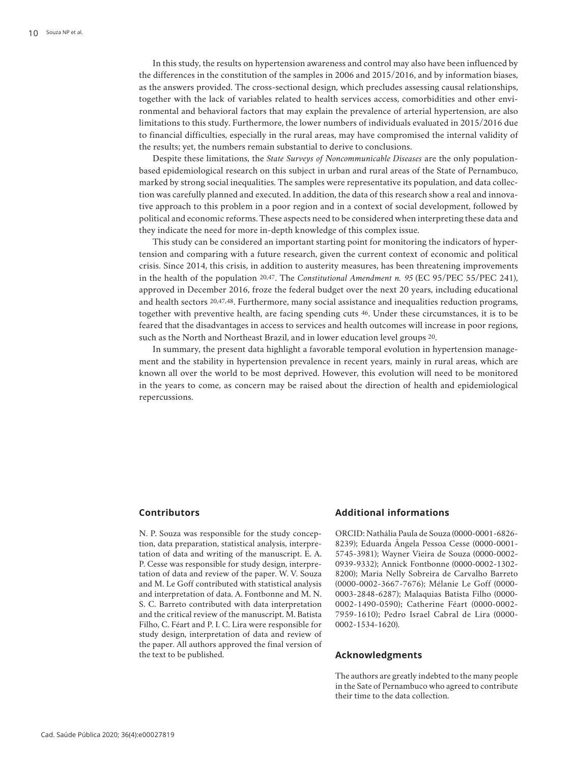In this study, the results on hypertension awareness and control may also have been influenced by the differences in the constitution of the samples in 2006 and 2015/2016, and by information biases, as the answers provided. The cross-sectional design, which precludes assessing causal relationships, together with the lack of variables related to health services access, comorbidities and other environmental and behavioral factors that may explain the prevalence of arterial hypertension, are also limitations to this study. Furthermore, the lower numbers of individuals evaluated in 2015/2016 due to financial difficulties, especially in the rural areas, may have compromised the internal validity of the results; yet, the numbers remain substantial to derive to conclusions.

Despite these limitations, the *State Surveys of Noncommunicable Diseases* are the only population-based epidemiological research on this subject in urban and rural areas of the State of Pernambuco, marked by strong social inequalities. The samples were representative its population, and data collection was carefully planned and executed. In addition, the data of this research show a real and innovative approach to this problem in a poor region and in a context of social development, followed by political and economic reforms. These aspects need to be considered when interpreting these data and they indicate the need for more in-depth knowledge of this complex issue.

This study can be considered an important starting point for monitoring the indicators of hypertension and comparing with a future research, given the current context of economic and political crisis. Since 2014, this crisis, in addition to austerity measures, has been threatening improvements in the health of the population [20,47]. The *Constitutional Amendment n. 95* (EC 95/PEC 55/PEC 241), approved in December 2016, froze the federal budget over the next 20 years, including educational and health sectors [20,47,48]. Furthermore, many social assistance and inequalities reduction programs, together with preventive health, are facing spending cuts [46]. Under these circumstances, it is to be feared that the disadvantages in access to services and health outcomes will increase in poor regions, such as the North and Northeast Brazil, and in lower education level groups [20].

In summary, the present data highlight a favorable temporal evolution in hypertension management and the stability in hypertension prevalence in recent years, mainly in rural areas, which are known all over the world to be most deprived. However, this evolution will need to be monitored in the years to come, as concern may be raised about the direction of health and epidemiological repercussions.

## Contributors

N. P. Souza was responsible for the study conception, data preparation, statistical analysis, interpretation of data and writing of the manuscript. E. A. P. Cesse was responsible for study design, interpretation of data and review of the paper. W. V. Souza and M. Le Goff contributed with statistical analysis and interpretation of data. A. Fontbonne and M. N. S. C. Barreto contributed with data interpretation and the critical review of the manuscript. M. Batista Filho, C. Féart and P. I. C. Lira were responsible for study design, interpretation of data and review of the paper. All authors approved the final version of the text to be published.

## Additional informations

ORCID: Nathália Paula de Souza (0000-0001-6826-8239); Eduarda Ângela Pessoa Cesse (0000-0001-5745-3981); Wayner Vieira de Souza (0000-0002-0939-9332); Annick Fontbonne (0000-0002-1302-8200); Maria Nelly Sobreira de Carvalho Barreto (0000-0002-3667-7676); Mélanie Le Goff (0000-0003-2848-6287); Malaquias Batista Filho (0000-0002-1490-0590); Catherine Féart (0000-0002-7959-1610); Pedro Israel Cabral de Lira (0000-0002-1534-1620).

## Acknowledgments

The authors are greatly indebted to the many people in the Sate of Pernambuco who agreed to contribute their time to the data collection.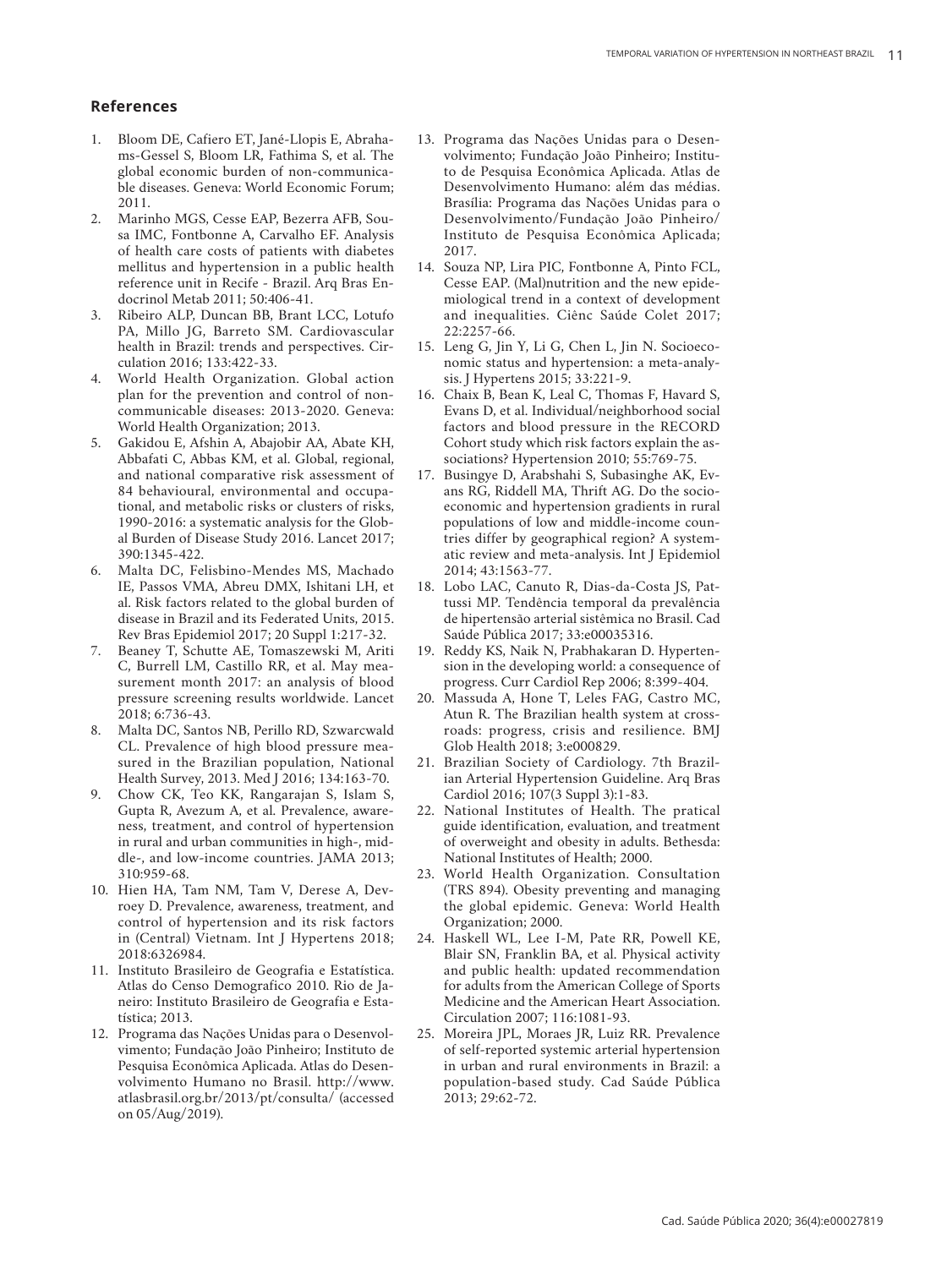## References

1. Bloom DE, Cafiero ET, Jané-Llopis E, Abrahams-Gessel S, Bloom LR, Fathima S, et al. The global economic burden of non-communicable diseases. Geneva: World Economic Forum; 2011.
2. Marinho MGS, Cesse EAP, Bezerra AFB, Sousa IMC, Fontbonne A, Carvalho EF. Analysis of health care costs of patients with diabetes mellitus and hypertension in a public health reference unit in Recife - Brazil. Arq Bras Endocrinol Metab 2011; 50:406-41.
3. Ribeiro ALP, Duncan BB, Brant LCC, Lotufo PA, Millo JG, Barreto SM. Cardiovascular health in Brazil: trends and perspectives. Circulation 2016; 133:422-33.
4. World Health Organization. Global action plan for the prevention and control of noncommunicable diseases: 2013-2020. Geneva: World Health Organization; 2013.
5. Gakidou E, Afshin A, Abajobir AA, Abate KH, Abbafati C, Abbas KM, et al. Global, regional, and national comparative risk assessment of 84 behavioural, environmental and occupational, and metabolic risks or clusters of risks, 1990-2016: a systematic analysis for the Global Burden of Disease Study 2016. Lancet 2017; 390:1345-422.
6. Malta DC, Felisbino-Mendes MS, Machado IE, Passos VMA, Abreu DMX, Ishitani LH, et al. Risk factors related to the global burden of disease in Brazil and its Federated Units, 2015. Rev Bras Epidemiol 2017; 20 Suppl 1:217-32.
7. Beaney T, Schutte AE, Tomaszewski M, Ariti C, Burrell LM, Castillo RR, et al. May measurement month 2017: an analysis of blood pressure screening results worldwide. Lancet 2018; 6:736-43.
8. Malta DC, Santos NB, Perillo RD, Szwarcwald CL. Prevalence of high blood pressure measured in the Brazilian population, National Health Survey, 2013. Med J 2016; 134:163-70.
9. Chow CK, Teo KK, Rangarajan S, Islam S, Gupta R, Avezum A, et al. Prevalence, awareness, treatment, and control of hypertension in rural and urban communities in high-, middle-, and low-income countries. JAMA 2013; 310:959-68.
10. Hien HA, Tam NM, Tam V, Derese A, Devroey D. Prevalence, awareness, treatment, and control of hypertension and its risk factors in (Central) Vietnam. Int J Hypertens 2018; 2018:6326984.
11. Instituto Brasileiro de Geografia e Estatística. Atlas do Censo Demografico 2010. Rio de Janeiro: Instituto Brasileiro de Geografia e Estatística; 2013.
12. Programa das Nações Unidas para o Desenvolvimento; Fundação João Pinheiro; Instituto de Pesquisa Econômica Aplicada. Atlas do Desenvolvimento Humano no Brasil. http://www.atlasbrasil.org.br/2013/pt/consulta/ (accessed on 05/Aug/2019).
13. Programa das Nações Unidas para o Desenvolvimento; Fundação João Pinheiro; Instituto de Pesquisa Econômica Aplicada. Atlas de Desenvolvimento Humano: além das médias. Brasília: Programa das Nações Unidas para o Desenvolvimento/Fundação João Pinheiro/Instituto de Pesquisa Econômica Aplicada; 2017.
14. Souza NP, Lira PIC, Fontbonne A, Pinto FCL, Cesse EAP. (Mal)nutrition and the new epidemiological trend in a context of development and inequalities. Ciênc Saúde Colet 2017; 22:2257-66.
15. Leng G, Jin Y, Li G, Chen L, Jin N. Socioeconomic status and hypertension: a meta-analysis. J Hypertens 2015; 33:221-9.
16. Chaix B, Bean K, Leal C, Thomas F, Havard S, Evans D, et al. Individual/neighborhood social factors and blood pressure in the RECORD Cohort study which risk factors explain the associations? Hypertension 2010; 55:769-75.
17. Busingye D, Arabshahi S, Subasinghe AK, Evans RG, Riddell MA, Thrift AG. Do the socioeconomic and hypertension gradients in rural populations of low and middle-income countries differ by geographical region? A systematic review and meta-analysis. Int J Epidemiol 2014; 43:1563-77.
18. Lobo LAC, Canuto R, Dias-da-Costa JS, Pattussi MP. Tendência temporal da prevalência de hipertensão arterial sistêmica no Brasil. Cad Saúde Pública 2017; 33:e00035316.
19. Reddy KS, Naik N, Prabhakaran D. Hypertension in the developing world: a consequence of progress. Curr Cardiol Rep 2006; 8:399-404.
20. Massuda A, Hone T, Leles FAG, Castro MC, Atun R. The Brazilian health system at crossroads: progress, crisis and resilience. BMJ Glob Health 2018; 3:e000829.
21. Brazilian Society of Cardiology. 7th Brazilian Arterial Hypertension Guideline. Arq Bras Cardiol 2016; 107(3 Suppl 3):1-83.
22. National Institutes of Health. The pratical guide identification, evaluation, and treatment of overweight and obesity in adults. Bethesda: National Institutes of Health; 2000.
23. World Health Organization. Consultation (TRS 894). Obesity preventing and managing the global epidemic. Geneva: World Health Organization; 2000.
24. Haskell WL, Lee I-M, Pate RR, Powell KE, Blair SN, Franklin BA, et al. Physical activity and public health: updated recommendation for adults from the American College of Sports Medicine and the American Heart Association. Circulation 2007; 116:1081-93.
25. Moreira JPL, Moraes JR, Luiz RR. Prevalence of self-reported systemic arterial hypertension in urban and rural environments in Brazil: a population-based study. Cad Saúde Pública 2013; 29:62-72.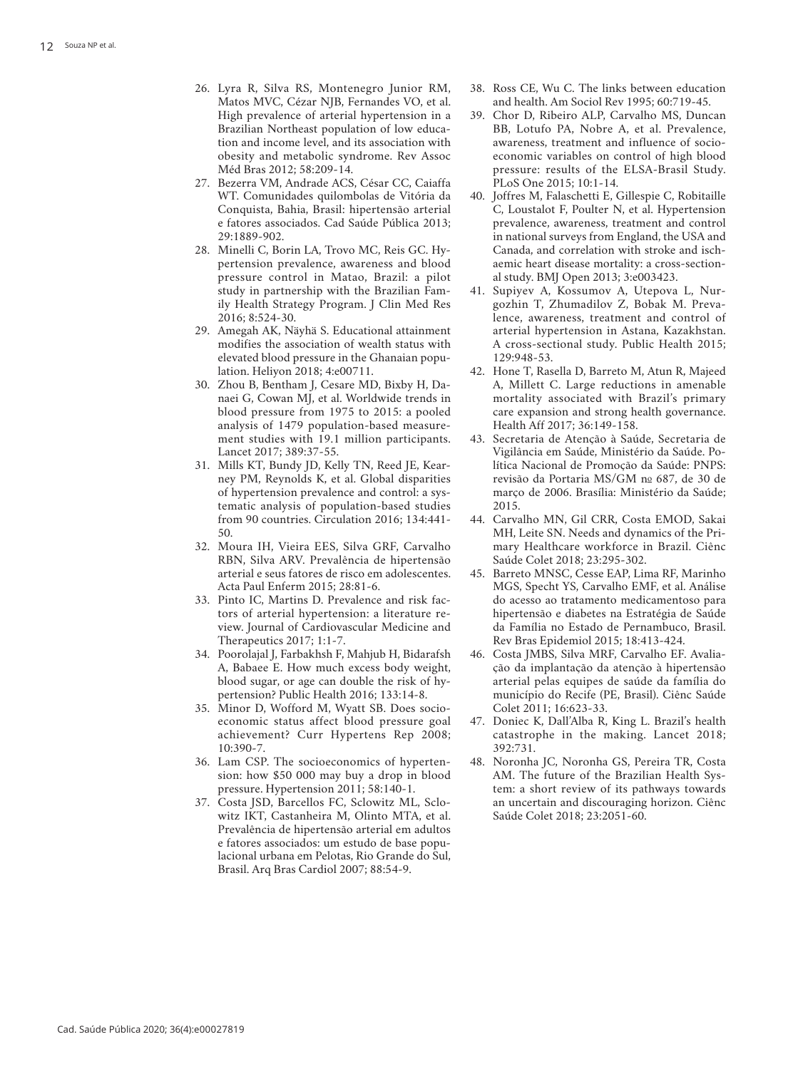26. Lyra R, Silva RS, Montenegro Junior RM, Matos MVC, Cézar NJB, Fernandes VO, et al. High prevalence of arterial hypertension in a Brazilian Northeast population of low education and income level, and its association with obesity and metabolic syndrome. Rev Assoc Méd Bras 2012; 58:209-14.
27. Bezerra VM, Andrade ACS, César CC, Caiaffa WT. Comunidades quilombolas de Vitória da Conquista, Bahia, Brasil: hipertensão arterial e fatores associados. Cad Saúde Pública 2013; 29:1889-902.
28. Minelli C, Borin LA, Trovo MC, Reis GC. Hypertension prevalence, awareness and blood pressure control in Matao, Brazil: a pilot study in partnership with the Brazilian Family Health Strategy Program. J Clin Med Res 2016; 8:524-30.
29. Amegah AK, Näyhä S. Educational attainment modifies the association of wealth status with elevated blood pressure in the Ghanaian population. Heliyon 2018; 4:e00711.
30. Zhou B, Bentham J, Cesare MD, Bixby H, Danaei G, Cowan MJ, et al. Worldwide trends in blood pressure from 1975 to 2015: a pooled analysis of 1479 population-based measurement studies with 19.1 million participants. Lancet 2017; 389:37-55.
31. Mills KT, Bundy JD, Kelly TN, Reed JE, Kearney PM, Reynolds K, et al. Global disparities of hypertension prevalence and control: a systematic analysis of population-based studies from 90 countries. Circulation 2016; 134:441-50.
32. Moura IH, Vieira EES, Silva GRF, Carvalho RBN, Silva ARV. Prevalência de hipertensão arterial e seus fatores de risco em adolescentes. Acta Paul Enferm 2015; 28:81-6.
33. Pinto IC, Martins D. Prevalence and risk factors of arterial hypertension: a literature review. Journal of Cardiovascular Medicine and Therapeutics 2017; 1:1-7.
34. Poorolajal J, Farbakhsh F, Mahjub H, Bidarafsh A, Babaee E. How much excess body weight, blood sugar, or age can double the risk of hypertension? Public Health 2016; 133:14-8.
35. Minor D, Wofford M, Wyatt SB. Does socioeconomic status affect blood pressure goal achievement? Curr Hypertens Rep 2008; 10:390-7.
36. Lam CSP. The socioeconomics of hypertension: how $50 000 may buy a drop in blood pressure. Hypertension 2011; 58:140-1.
37. Costa JSD, Barcellos FC, Sclowitz ML, Sclowitz IKT, Castanheira M, Olinto MTA, et al. Prevalência de hipertensão arterial em adultos e fatores associados: um estudo de base populacional urbana em Pelotas, Rio Grande do Sul, Brasil. Arq Bras Cardiol 2007; 88:54-9.
38. Ross CE, Wu C. The links between education and health. Am Sociol Rev 1995; 60:719-45.
39. Chor D, Ribeiro ALP, Carvalho MS, Duncan BB, Lotufo PA, Nobre A, et al. Prevalence, awareness, treatment and influence of socioeconomic variables on control of high blood pressure: results of the ELSA-Brasil Study. PLoS One 2015; 10:1-14.
40. Joffres M, Falaschetti E, Gillespie C, Robitaille C, Loustalot F, Poulter N, et al. Hypertension prevalence, awareness, treatment and control in national surveys from England, the USA and Canada, and correlation with stroke and ischaemic heart disease mortality: a cross-sectional study. BMJ Open 2013; 3:e003423.
41. Supiyev A, Kossumov A, Utepova L, Nurgozhin T, Zhumadilov Z, Bobak M. Prevalence, awareness, treatment and control of arterial hypertension in Astana, Kazakhstan. A cross-sectional study. Public Health 2015; 129:948-53.
42. Hone T, Rasella D, Barreto M, Atun R, Majeed A, Millett C. Large reductions in amenable mortality associated with Brazil's primary care expansion and strong health governance. Health Aff 2017; 36:149-158.
43. Secretaria de Atenção à Saúde, Secretaria de Vigilância em Saúde, Ministério da Saúde. Política Nacional de Promoção da Saúde: PNPS: revisão da Portaria MS/GM nº 687, de 30 de março de 2006. Brasília: Ministério da Saúde; 2015.
44. Carvalho MN, Gil CRR, Costa EMOD, Sakai MH, Leite SN. Needs and dynamics of the Primary Healthcare workforce in Brazil. Ciênc Saúde Colet 2018; 23:295-302.
45. Barreto MNSC, Cesse EAP, Lima RF, Marinho MGS, Specht YS, Carvalho EMF, et al. Análise do acesso ao tratamento medicamentoso para hipertensão e diabetes na Estratégia de Saúde da Família no Estado de Pernambuco, Brasil. Rev Bras Epidemiol 2015; 18:413-424.
46. Costa JMBS, Silva MRF, Carvalho EF. Avaliação da implantação da atenção à hipertensão arterial pelas equipes de saúde da família do município do Recife (PE, Brasil). Ciênc Saúde Colet 2011; 16:623-33.
47. Doniec K, Dall'Alba R, King L. Brazil's health catastrophe in the making. Lancet 2018; 392:731.
48. Noronha JC, Noronha GS, Pereira TR, Costa AM. The future of the Brazilian Health System: a short review of its pathways towards an uncertain and discouraging horizon. Ciênc Saúde Colet 2018; 23:2051-60.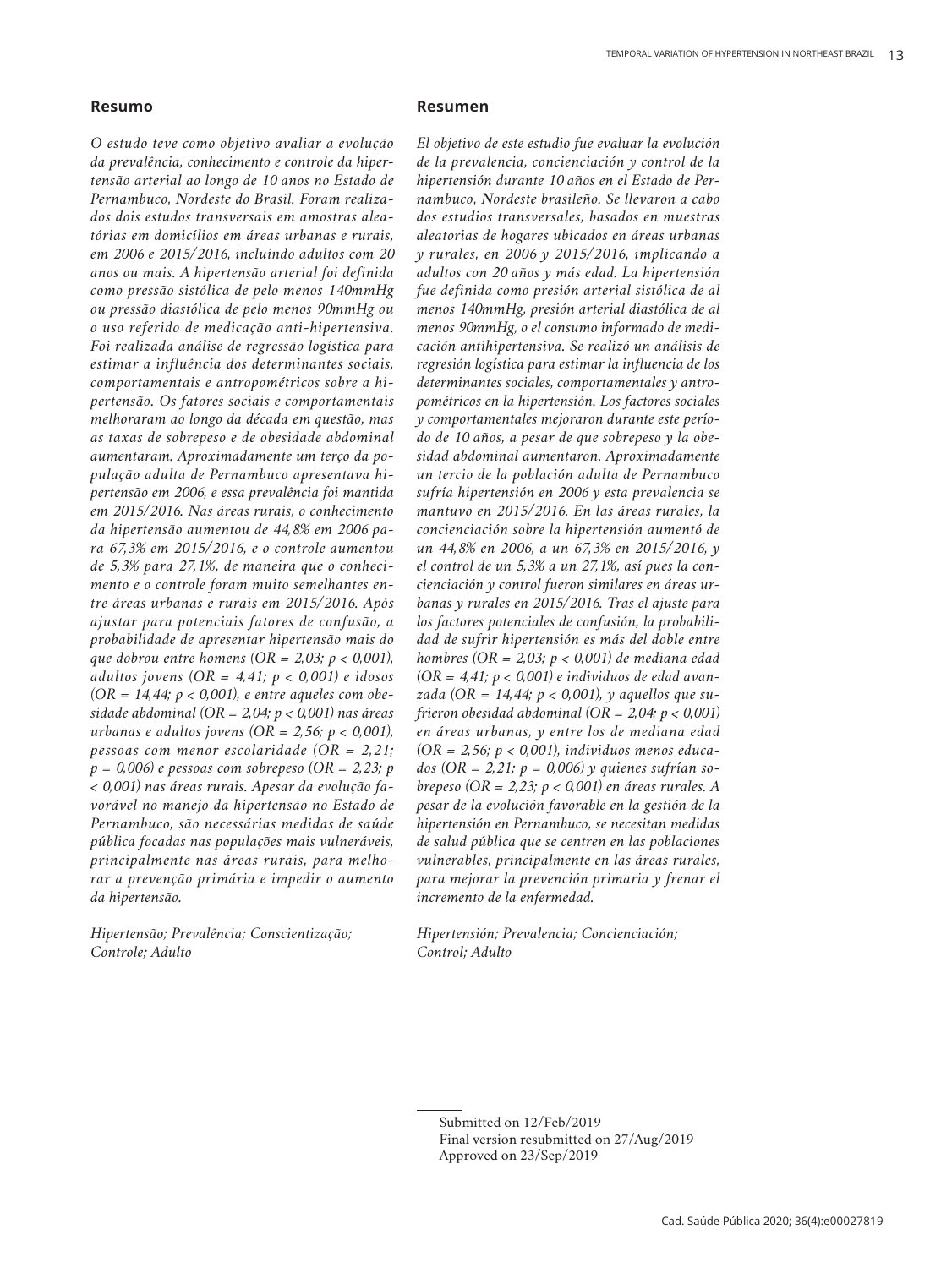## Resumo

*O estudo teve como objetivo avaliar a evolução da prevalência, conhecimento e controle da hipertensão arterial ao longo de 10 anos no Estado de Pernambuco, Nordeste do Brasil. Foram realizados dois estudos transversais em amostras aleatórias em domicílios em áreas urbanas e rurais, em 2006 e 2015/2016, incluindo adultos com 20 anos ou mais. A hipertensão arterial foi definida como pressão sistólica de pelo menos 140mmHg ou pressão diastólica de pelo menos 90mmHg ou o uso referido de medicação anti-hipertensiva. Foi realizada análise de regressão logística para estimar a influência dos determinantes sociais, comportamentais e antropométricos sobre a hipertensão. Os fatores sociais e comportamentais melhoraram ao longo da década em questão, mas as taxas de sobrepeso e de obesidade abdominal aumentaram. Aproximadamente um terço da população adulta de Pernambuco apresentava hipertensão em 2006, e essa prevalência foi mantida em 2015/2016. Nas áreas rurais, o conhecimento da hipertensão aumentou de 44,8% em 2006 para 67,3% em 2015/2016, e o controle aumentou de 5,3% para 27,1%, de maneira que o conhecimento e o controle foram muito semelhantes entre áreas urbanas e rurais em 2015/2016. Após ajustar para potenciais fatores de confusão, a probabilidade de apresentar hipertensão mais do que dobrou entre homens (OR = 2,03; p < 0,001), adultos jovens (OR = 4,41; p < 0,001) e idosos (OR = 14,44; p < 0,001), e entre aqueles com obesidade abdominal (OR = 2,04; p < 0,001) nas áreas urbanas e adultos jovens (OR = 2,56; p < 0,001), pessoas com menor escolaridade (OR = 2,21; p = 0,006) e pessoas com sobrepeso (OR = 2,23; p < 0,001) nas áreas rurais. Apesar da evolução favorável no manejo da hipertensão no Estado de Pernambuco, são necessárias medidas de saúde pública focadas nas populações mais vulneráveis, principalmente nas áreas rurais, para melhorar a prevenção primária e impedir o aumento da hipertensão.*

*Hipertensão; Prevalência; Conscientização; Controle; Adulto*

## Resumen

*El objetivo de este estudio fue evaluar la evolución de la prevalencia, concienciación y control de la hipertensión durante 10 años en el Estado de Pernambuco, Nordeste brasileño. Se llevaron a cabo dos estudios transversales, basados en muestras aleatorias de hogares ubicados en áreas urbanas y rurales, en 2006 y 2015/2016, implicando a adultos con 20 años y más edad. La hipertensión fue definida como presión arterial sistólica de al menos 140mmHg, presión arterial diastólica de al menos 90mmHg, o el consumo informado de medicación antihipertensiva. Se realizó un análisis de regresión logística para estimar la influencia de los determinantes sociales, comportamentales y antropométricos en la hipertensión. Los factores sociales y comportamentales mejoraron durante este período de 10 años, a pesar de que sobrepeso y la obesidad abdominal aumentaron. Aproximadamente un tercio de la población adulta de Pernambuco sufría hipertensión en 2006 y esta prevalencia se mantuvo en 2015/2016. En las áreas rurales, la concienciación sobre la hipertensión aumentó de un 44,8% en 2006, a un 67,3% en 2015/2016, y el control de un 5,3% a un 27,1%, así pues la concienciación y control fueron similares en áreas urbanas y rurales en 2015/2016. Tras el ajuste para los factores potenciales de confusión, la probabilidad de sufrir hipertensión es más del doble entre hombres (OR = 2,03; p < 0,001) de mediana edad (OR = 4,41; p < 0,001) e individuos de edad avanzada (OR = 14,44; p < 0,001), y aquellos que sufrieron obesidad abdominal (OR = 2,04; p < 0,001) en áreas urbanas, y entre los de mediana edad (OR = 2,56; p < 0,001), individuos menos educados (OR = 2,21; p = 0,006) y quienes sufrían sobrepeso (OR = 2,23; p < 0,001) en áreas rurales. A pesar de la evolución favorable en la gestión de la hipertensión en Pernambuco, se necesitan medidas de salud pública que se centren en las poblaciones vulnerables, principalmente en las áreas rurales, para mejorar la prevención primaria y frenar el incremento de la enfermedad.*

*Hipertensión; Prevalencia; Concienciación; Control; Adulto*

Submitted on 12/Feb/2019
Final version resubmitted on 27/Aug/2019
Approved on 23/Sep/2019